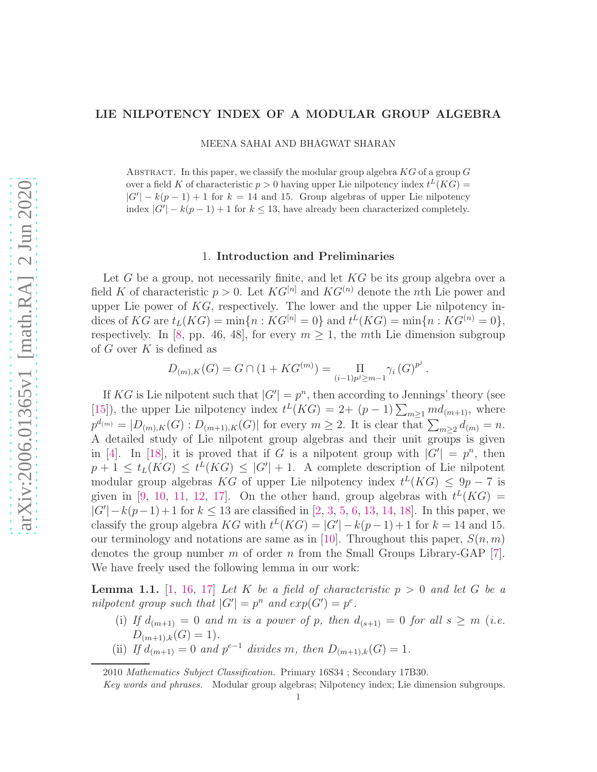# LIE NILPOTENCY INDEX OF A MODULAR GROUP ALGEBRA

MEENA SAHAI AND BHAGWAT SHARAN

Abstract. In this paper, we classify the modular group algebra $KG$ of a group $G$ over a field $K$ of characteristic $p > 0$ having upper Lie nilpotency index $t^L(KG) = |G'| - k(p-1) + 1$ for $k = 14$ and $15$. Group algebras of upper Lie nilpotency index $|G'| - k(p-1) + 1$ for $k \leq 13$, have already been characterized completely.

## 1. Introduction and Preliminaries

Let $G$ be a group, not necessarily finite, and let $KG$ be its group algebra over a field $K$ of characteristic $p > 0$. Let $KG^{[n]}$ and $KG^{(n)}$ denote the $n$th Lie power and upper Lie power of $KG$, respectively. The lower and the upper Lie nilpotency indices of $KG$ are $t_L(KG) = \min\{n : KG^{[n]} = 0\}$ and $t^L(KG) = \min\{n : KG^{(n)} = 0\}$, respectively. In [8, pp. 46, 48], for every $m \geq 1$, the $m$th Lie dimension subgroup of $G$ over $K$ is defined as

$$D_{(m),K}(G) = G \cap (1 + KG^{(m)}) = \prod_{(i-1)p^j \geq m-1} \gamma_i (G)^{p^j}.$$

If $KG$ is Lie nilpotent such that $|G'| = p^n$, then according to Jennings' theory (see [15]), the upper Lie nilpotency index $t^L(KG) = 2 + (p-1)\sum_{m \geq 1} m d_{(m+1)}$, where $p^{d_{(m)}} = |D_{(m),K}(G) : D_{(m+1),K}(G)|$ for every $m \geq 2$. It is clear that $\sum_{m \geq 2} d_{(m)} = n$. A detailed study of Lie nilpotent group algebras and their unit groups is given in [4]. In [18], it is proved that if $G$ is a nilpotent group with $|G'| = p^n$, then $p + 1 \leq t_L(KG) \leq t^L(KG) \leq |G'| + 1$. A complete description of Lie nilpotent modular group algebras $KG$ of upper Lie nilpotency index $t^L(KG) \leq 9p - 7$ is given in [9, 10, 11, 12, 17]. On the other hand, group algebras with $t^L(KG) = |G'| - k(p-1) + 1$ for $k \leq 13$ are classified in [2, 3, 5, 6, 13, 14, 18]. In this paper, we classify the group algebra $KG$ with $t^L(KG) = |G'| - k(p-1) + 1$ for $k = 14$ and $15$. our terminology and notations are same as in [10]. Throughout this paper, $S(n, m)$ denotes the group number $m$ of order $n$ from the Small Groups Library-GAP [7]. We have freely used the following lemma in our work:

**Lemma 1.1.** [1, 16, 17] *Let $K$ be a field of characteristic $p > 0$ and let $G$ be a nilpotent group such that $|G'| = p^n$ and $exp(G') = p^e$.*

(i) *If $d_{(m+1)} = 0$ and $m$ is a power of $p$, then $d_{(s+1)} = 0$ for all $s \geq m$ (i.e. $D_{(m+1),k}(G) = 1$).*

(ii) *If $d_{(m+1)} = 0$ and $p^{e-1}$ divides $m$, then $D_{(m+1),k}(G) = 1$.*

2010 *Mathematics Subject Classification.* Primary 16S34 ; Secondary 17B30.

*Key words and phrases.* Modular group algebras; Nilpotency index; Lie dimension subgroups.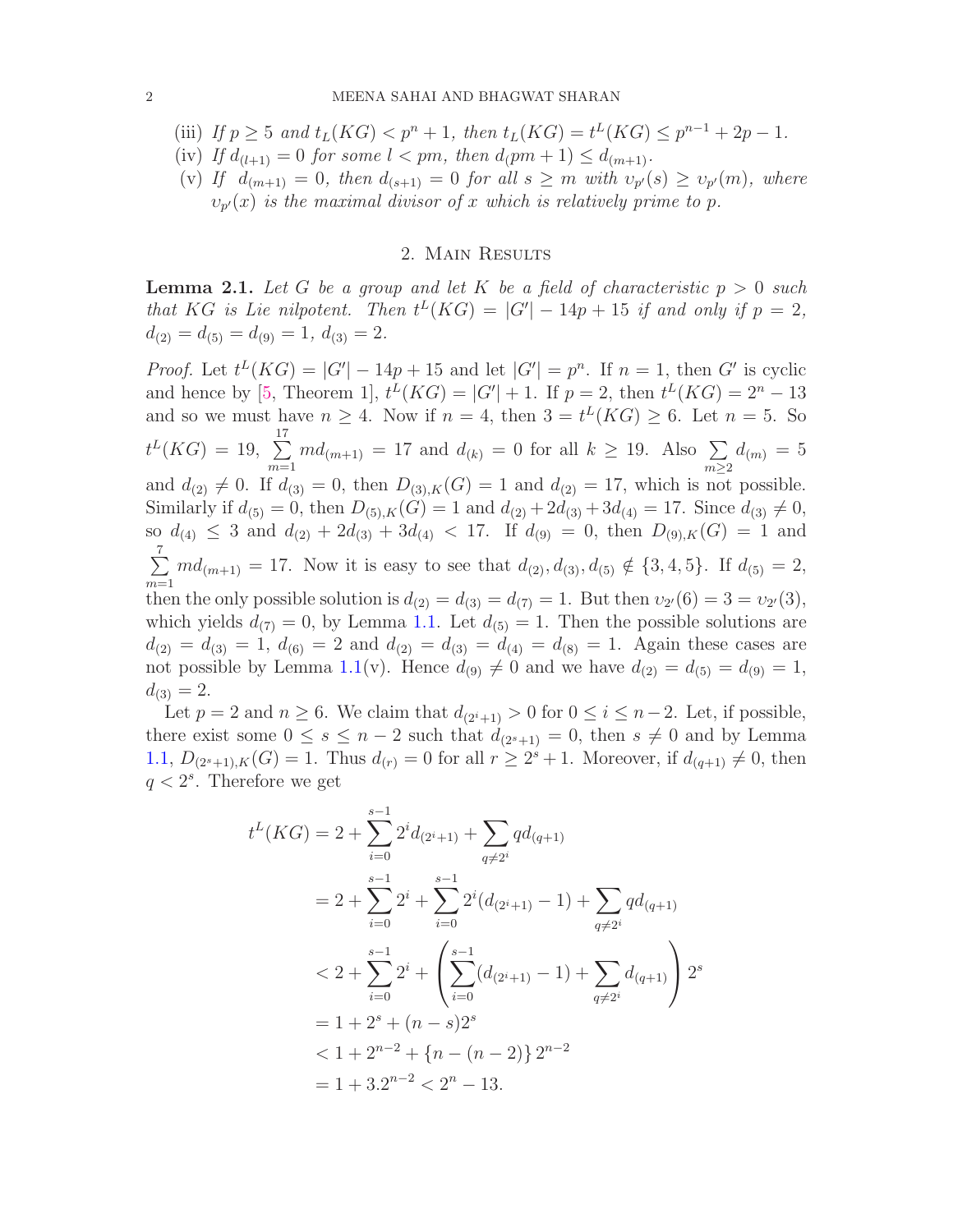(iii) *If $p \geq 5$ and $t_L(KG) < p^n + 1$, then $t_L(KG) = t^L(KG) \leq p^{n-1} + 2p - 1$.*

(iv) *If $d_{(l+1)} = 0$ for some $l < pm$, then $d_(pm+1) \leq d_{(m+1)}$.*

(v) *If $d_{(m+1)} = 0$, then $d_{(s+1)} = 0$ for all $s \geq m$ with $\upsilon_{p'}(s) \geq \upsilon_{p'}(m)$, where $\upsilon_{p'}(x)$ is the maximal divisor of $x$ which is relatively prime to $p$.*

## 2. Main Results

**Lemma 2.1.** *Let $G$ be a group and let $K$ be a field of characteristic $p > 0$ such that $KG$ is Lie nilpotent. Then $t^L(KG) = |G'| - 14p + 15$ if and only if $p = 2$, $d_{(2)} = d_{(5)} = d_{(9)} = 1$, $d_{(3)} = 2$.*

*Proof.* Let $t^L(KG) = |G'| - 14p + 15$ and let $|G'| = p^n$. If $n = 1$, then $G'$ is cyclic and hence by [5, Theorem 1], $t^L(KG) = |G'| + 1$. If $p = 2$, then $t^L(KG) = 2^n - 13$ and so we must have $n \geq 4$. Now if $n = 4$, then $3 = t^L(KG) \geq 6$. Let $n = 5$. So $t^L(KG) = 19$, $\sum_{m=1}^{17} md_{(m+1)} = 17$ and $d_{(k)} = 0$ for all $k \geq 19$. Also $\sum_{m\geq 2} d_{(m)} = 5$ and $d_{(2)} \neq 0$. If $d_{(3)} = 0$, then $D_{(3),K}(G) = 1$ and $d_{(2)} = 17$, which is not possible. Similarly if $d_{(5)} = 0$, then $D_{(5),K}(G) = 1$ and $d_{(2)} + 2d_{(3)} + 3d_{(4)} = 17$. Since $d_{(3)} \neq 0$, so $d_{(4)} \leq 3$ and $d_{(2)} + 2d_{(3)} + 3d_{(4)} < 17$. If $d_{(9)} = 0$, then $D_{(9),K}(G) = 1$ and $\sum_{m=1}^{7} md_{(m+1)} = 17$. Now it is easy to see that $d_{(2)}, d_{(3)}, d_{(5)} \notin \{3, 4, 5\}$. If $d_{(5)} = 2$, then the only possible solution is $d_{(2)} = d_{(3)} = d_{(7)} = 1$. But then $\upsilon_{2'}(6) = 3 = \upsilon_{2'}(3)$, which yields $d_{(7)} = 0$, by Lemma 1.1. Let $d_{(5)} = 1$. Then the possible solutions are $d_{(2)} = d_{(3)} = 1$, $d_{(6)} = 2$ and $d_{(2)} = d_{(3)} = d_{(4)} = d_{(8)} = 1$. Again these cases are not possible by Lemma 1.1(v). Hence $d_{(9)} \neq 0$ and we have $d_{(2)} = d_{(5)} = d_{(9)} = 1$, $d_{(3)} = 2$.

Let $p = 2$ and $n \geq 6$. We claim that $d_{(2^i+1)} > 0$ for $0 \leq i \leq n-2$. Let, if possible, there exist some $0 \leq s \leq n-2$ such that $d_{(2^s+1)} = 0$, then $s \neq 0$ and by Lemma 1.1, $D_{(2^s+1),K}(G) = 1$. Thus $d_{(r)} = 0$ for all $r \geq 2^s + 1$. Moreover, if $d_{(q+1)} \neq 0$, then $q < 2^s$. Therefore we get

$$
\begin{aligned}
t^L(KG) &= 2 + \sum_{i=0}^{s-1} 2^i d_{(2^i+1)} + \sum_{q \neq 2^i} q d_{(q+1)} \\
&= 2 + \sum_{i=0}^{s-1} 2^i + \sum_{i=0}^{s-1} 2^i (d_{(2^i+1)} - 1) + \sum_{q \neq 2^i} q d_{(q+1)} \\
&< 2 + \sum_{i=0}^{s-1} 2^i + \left( \sum_{i=0}^{s-1} (d_{(2^i+1)} - 1) + \sum_{q \neq 2^i} d_{(q+1)} \right) 2^s \\
&= 1 + 2^s + (n-s)2^s \\
&< 1 + 2^{n-2} + \{n - (n-2)\} 2^{n-2} \\
&= 1 + 3.2^{n-2} < 2^n - 13.
\end{aligned}
$$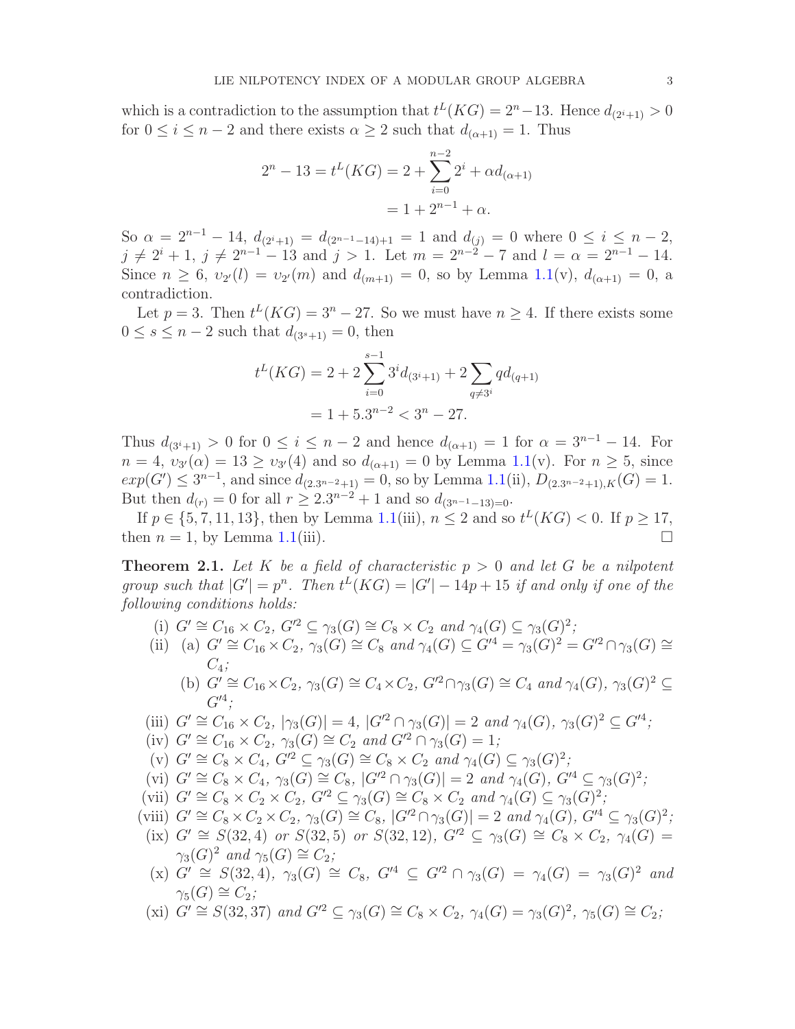which is a contradiction to the assumption that $t^L(KG) = 2^n - 13$. Hence $d_{(2^i+1)} > 0$ for $0 \leq i \leq n-2$ and there exists $\alpha \geq 2$ such that $d_{(\alpha+1)} = 1$. Thus

$$
\begin{aligned}
2^n - 13 = t^L(KG) &= 2 + \sum_{i=0}^{n-2} 2^i + \alpha d_{(\alpha+1)} \\
&= 1 + 2^{n-1} + \alpha.
\end{aligned}
$$

So $\alpha = 2^{n-1} - 14$, $d_{(2^i+1)} = d_{(2^{n-1}-14)+1} = 1$ and $d_{(j)} = 0$ where $0 \leq i \leq n-2$, $j \neq 2^i + 1$, $j \neq 2^{n-1} - 13$ and $j > 1$. Let $m = 2^{n-2} - 7$ and $l = \alpha = 2^{n-1} - 14$. Since $n \geq 6$, $\upsilon_{2'}(l) = \upsilon_{2'}(m)$ and $d_{(m+1)} = 0$, so by Lemma 1.1(v), $d_{(\alpha+1)} = 0$, a contradiction.

Let $p = 3$. Then $t^L(KG) = 3^n - 27$. So we must have $n \geq 4$. If there exists some $0 \leq s \leq n-2$ such that $d_{(3^s+1)} = 0$, then

$$
\begin{aligned}
t^L(KG) &= 2 + 2\sum_{i=0}^{s-1} 3^i d_{(3^i+1)} + 2\sum_{q \neq 3^i} q d_{(q+1)} \\
&= 1 + 5.3^{n-2} < 3^n - 27.
\end{aligned}
$$

Thus $d_{(3^i+1)} > 0$ for $0 \leq i \leq n-2$ and hence $d_{(\alpha+1)} = 1$ for $\alpha = 3^{n-1} - 14$. For $n = 4$, $\upsilon_{3'}(\alpha) = 13 \geq \upsilon_{3'}(4)$ and so $d_{(\alpha+1)} = 0$ by Lemma 1.1(v). For $n \geq 5$, since $exp(G') \leq 3^{n-1}$, and since $d_{(2.3^{n-2}+1)} = 0$, so by Lemma 1.1(ii), $D_{(2.3^{n-2}+1),K}(G) = 1$. But then $d_{(r)} = 0$ for all $r \geq 2.3^{n-2} + 1$ and so $d_{(3^{n-1}-13)=0}$.

If $p \in \{5, 7, 11, 13\}$, then by Lemma 1.1(iii), $n \leq 2$ and so $t^L(KG) < 0$. If $p \geq 17$, then $n = 1$, by Lemma 1.1(iii). $\square$

**Theorem 2.1.** *Let $K$ be a field of characteristic $p > 0$ and let $G$ be a nilpotent group such that $|G'| = p^n$. Then $t^L(KG) = |G'| - 14p + 15$ if and only if one of the following conditions holds:*

(i) $G' \cong C_{16} \times C_2$, $G'^2 \subseteq \gamma_3(G) \cong C_8 \times C_2$ *and* $\gamma_4(G) \subseteq \gamma_3(G)^2$;

(ii) (a) $G' \cong C_{16} \times C_2$, $\gamma_3(G) \cong C_8$ *and* $\gamma_4(G) \subseteq G'^4 = \gamma_3(G)^2 = G'^2 \cap \gamma_3(G) \cong C_4$;

  (b) $G' \cong C_{16} \times C_2$, $\gamma_3(G) \cong C_4 \times C_2$, $G'^2 \cap \gamma_3(G) \cong C_4$ *and* $\gamma_4(G)$, $\gamma_3(G)^2 \subseteq G'^4$;

(iii) $G' \cong C_{16} \times C_2$, $|\gamma_3(G)| = 4$, $|G'^2 \cap \gamma_3(G)| = 2$ *and* $\gamma_4(G)$, $\gamma_3(G)^2 \subseteq G'^4$;

(iv) $G' \cong C_{16} \times C_2$, $\gamma_3(G) \cong C_2$ *and* $G'^2 \cap \gamma_3(G) = 1$;

(v) $G' \cong C_8 \times C_4$, $G'^2 \subseteq \gamma_3(G) \cong C_8 \times C_2$ *and* $\gamma_4(G) \subseteq \gamma_3(G)^2$;

(vi) $G' \cong C_8 \times C_4$, $\gamma_3(G) \cong C_8$, $|G'^2 \cap \gamma_3(G)| = 2$ *and* $\gamma_4(G)$, $G'^4 \subseteq \gamma_3(G)^2$;

(vii) $G' \cong C_8 \times C_2 \times C_2$, $G'^2 \subseteq \gamma_3(G) \cong C_8 \times C_2$ *and* $\gamma_4(G) \subseteq \gamma_3(G)^2$;

(viii) $G' \cong C_8 \times C_2 \times C_2$, $\gamma_3(G) \cong C_8$, $|G'^2 \cap \gamma_3(G)| = 2$ *and* $\gamma_4(G)$, $G'^4 \subseteq \gamma_3(G)^2$;

(ix) $G' \cong S(32, 4)$ *or* $S(32, 5)$ *or* $S(32, 12)$, $G'^2 \subseteq \gamma_3(G) \cong C_8 \times C_2$, $\gamma_4(G) = \gamma_3(G)^2$ *and* $\gamma_5(G) \cong C_2$;

(x) $G' \cong S(32, 4)$, $\gamma_3(G) \cong C_8$, $G'^4 \subseteq G'^2 \cap \gamma_3(G) = \gamma_4(G) = \gamma_3(G)^2$ *and* $\gamma_5(G) \cong C_2$;

(xi) $G' \cong S(32, 37)$ *and* $G'^2 \subseteq \gamma_3(G) \cong C_8 \times C_2$, $\gamma_4(G) = \gamma_3(G)^2$, $\gamma_5(G) \cong C_2$;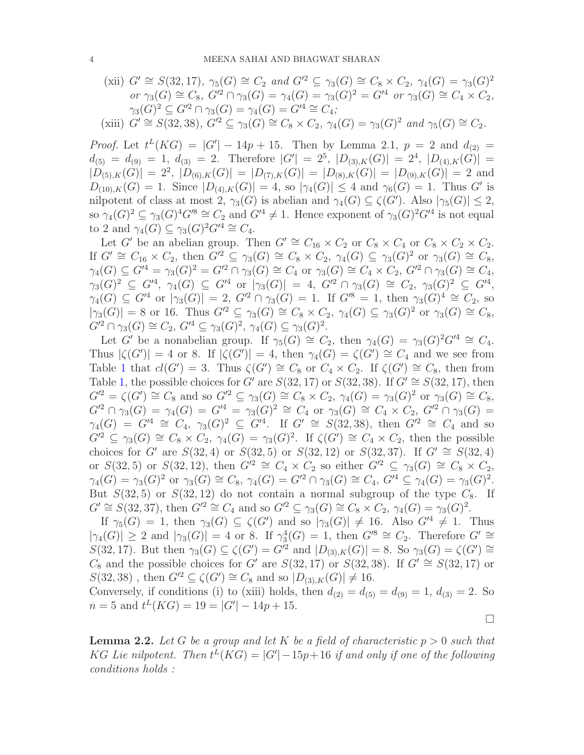(xii) $G' \cong S(32,17)$, $\gamma_5(G) \cong C_2$ *and* $G'^2 \subseteq \gamma_3(G) \cong C_8 \times C_2$, $\gamma_4(G) = \gamma_3(G)^2$ *or* $\gamma_3(G) \cong C_8$, $G'^2 \cap \gamma_3(G) = \gamma_4(G) = \gamma_3(G)^2 = G'^4$ *or* $\gamma_3(G) \cong C_4 \times C_2$, $\gamma_3(G)^2 \subseteq G'^2 \cap \gamma_3(G) = \gamma_4(G) = G'^4 \cong C_4$;

(xiii) $G' \cong S(32,38)$, $G'^2 \subseteq \gamma_3(G) \cong C_8 \times C_2$, $\gamma_4(G) = \gamma_3(G)^2$ *and* $\gamma_5(G) \cong C_2$.

*Proof.* Let $t^L(KG) = |G'| - 14p + 15$. Then by Lemma 2.1, $p = 2$ and $d_{(2)} = d_{(5)} = d_{(9)} = 1$, $d_{(3)} = 2$. Therefore $|G'| = 2^5$, $|D_{(3),K}(G)| = 2^4$, $|D_{(4),K}(G)| = |D_{(5),K}(G)| = 2^2$, $|D_{(6),K}(G)| = |D_{(7),K}(G)| = |D_{(8),K}(G)| = |D_{(9),K}(G)| = 2$ and $D_{(10),K}(G) = 1$. Since $|D_{(4),K}(G)| = 4$, so $|\gamma_4(G)| \leq 4$ and $\gamma_6(G) = 1$. Thus $G'$ is nilpotent of class at most 2, $\gamma_3(G)$ is abelian and $\gamma_4(G) \subseteq \zeta(G')$. Also $|\gamma_5(G)| \leq 2$, so $\gamma_4(G)^2 \subseteq \gamma_3(G)^4 G'^8 \cong C_2$ and $G'^4 \neq 1$. Hence exponent of $\gamma_3(G)^2 G'^4$ is not equal to 2 and $\gamma_4(G) \subseteq \gamma_3(G)^2 G'^4 \cong C_4$.

Let $G'$ be an abelian group. Then $G' \cong C_{16} \times C_2$ or $C_8 \times C_4$ or $C_8 \times C_2 \times C_2$. If $G' \cong C_{16} \times C_2$, then $G'^2 \subseteq \gamma_3(G) \cong C_8 \times C_2$, $\gamma_4(G) \subseteq \gamma_3(G)^2$ or $\gamma_3(G) \cong C_8$, $\gamma_4(G) \subseteq G'^4 = \gamma_3(G)^2 = G'^2 \cap \gamma_3(G) \cong C_4$ or $\gamma_3(G) \cong C_4 \times C_2$, $G'^2 \cap \gamma_3(G) \cong C_4$, $\gamma_3(G)^2 \subseteq G'^4$, $\gamma_4(G) \subseteq G'^4$ or $|\gamma_3(G)| = 4$, $G'^2 \cap \gamma_3(G) \cong C_2$, $\gamma_3(G)^2 \subseteq G'^4$, $\gamma_4(G) \subseteq G'^4$ or $|\gamma_3(G)| = 2$, $G'^2 \cap \gamma_3(G) = 1$. If $G'^8 = 1$, then $\gamma_3(G)^4 \cong C_2$, so $|\gamma_3(G)| = 8$ or 16. Thus $G'^2 \subseteq \gamma_3(G) \cong C_8 \times C_2$, $\gamma_4(G) \subseteq \gamma_3(G)^2$ or $\gamma_3(G) \cong C_8$, $G'^2 \cap \gamma_3(G) \cong C_2$, $G'^4 \subseteq \gamma_3(G)^2$, $\gamma_4(G) \subseteq \gamma_3(G)^2$.

Let $G'$ be a nonabelian group. If $\gamma_5(G) \cong C_2$, then $\gamma_4(G) = \gamma_3(G)^2 G'^4 \cong C_4$. Thus $|\zeta(G')| = 4$ or 8. If $|\zeta(G')| = 4$, then $\gamma_4(G) = \zeta(G') \cong C_4$ and we see from Table 1 that $cl(G') = 3$. Thus $\zeta(G') \cong C_8$ or $C_4 \times C_2$. If $\zeta(G') \cong C_8$, then from Table 1, the possible choices for $G'$ are $S(32,17)$ or $S(32,38)$. If $G' \cong S(32,17)$, then $G'^2 = \zeta(G') \cong C_8$ and so $G'^2 \subseteq \gamma_3(G) \cong C_8 \times C_2$, $\gamma_4(G) = \gamma_3(G)^2$ or $\gamma_3(G) \cong C_8$, $G'^2 \cap \gamma_3(G) = \gamma_4(G) = G'^4 = \gamma_3(G)^2 \cong C_4$ or $\gamma_3(G) \cong C_4 \times C_2$, $G'^2 \cap \gamma_3(G) = \gamma_4(G) = G'^4 \cong C_4$, $\gamma_3(G)^2 \subseteq G'^4$. If $G' \cong S(32,38)$, then $G'^2 \cong C_4$ and so $G'^2 \subseteq \gamma_3(G) \cong C_8 \times C_2$, $\gamma_4(G) = \gamma_3(G)^2$. If $\zeta(G') \cong C_4 \times C_2$, then the possible choices for $G'$ are $S(32,4)$ or $S(32,5)$ or $S(32,12)$ or $S(32,37)$. If $G' \cong S(32,4)$ or $S(32,5)$ or $S(32,12)$, then $G'^2 \cong C_4 \times C_2$ so either $G'^2 \subseteq \gamma_3(G) \cong C_8 \times C_2$, $\gamma_4(G) = \gamma_3(G)^2$ or $\gamma_3(G) \cong C_8$, $\gamma_4(G) = G'^2 \cap \gamma_3(G) \cong C_4$, $G'^4 \subseteq \gamma_4(G) = \gamma_3(G)^2$. But $S(32,5)$ or $S(32,12)$ do not contain a normal subgroup of the type $C_8$. If $G' \cong S(32,37)$, then $G'^2 \cong C_4$ and so $G'^2 \subseteq \gamma_3(G) \cong C_8 \times C_2$, $\gamma_4(G) = \gamma_3(G)^2$.

If $\gamma_5(G) = 1$, then $\gamma_3(G) \subseteq \zeta(G')$ and so $|\gamma_3(G)| \neq 16$. Also $G'^4 \neq 1$. Thus $|\gamma_4(G)| \geq 2$ and $|\gamma_3(G)| = 4$ or 8. If $\gamma_3^4(G) = 1$, then $G'^8 \cong C_2$. Therefore $G' \cong S(32,17)$. But then $\gamma_3(G) \subseteq \zeta(G') = G'^2$ and $|D_{(3),K}(G)| = 8$. So $\gamma_3(G) = \zeta(G') \cong C_8$ and the possible choices for $G'$ are $S(32,17)$ or $S(32,38)$. If $G' \cong S(32,17)$ or $S(32,38)$ , then $G'^2 \subseteq \zeta(G') \cong C_8$ and so $|D_{(3),K}(G)| \neq 16$.

Conversely, if conditions (i) to (xiii) holds, then $d_{(2)} = d_{(5)} = d_{(9)} = 1$, $d_{(3)} = 2$. So $n = 5$ and $t^L(KG) = 19 = |G'| - 14p + 15$.

$\square$

**Lemma 2.2.** *Let $G$ be a group and let $K$ be a field of characteristic $p > 0$ such that $KG$ Lie nilpotent. Then $t^L(KG) = |G'| - 15p + 16$ if and only if one of the following conditions holds :*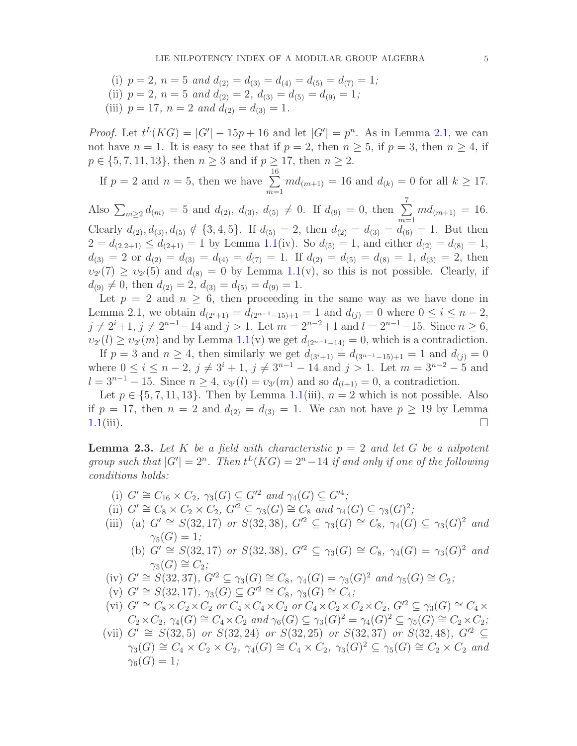(i) $p = 2$, $n = 5$ *and* $d_{(2)} = d_{(3)} = d_{(4)} = d_{(5)} = d_{(7)} = 1$*;*

(ii) $p = 2$, $n = 5$ *and* $d_{(2)} = 2$, $d_{(3)} = d_{(5)} = d_{(9)} = 1$*;*

(iii) $p = 17$, $n = 2$ *and* $d_{(2)} = d_{(3)} = 1$*.*

*Proof.* Let $t^L(KG) = |G'| - 15p + 16$ and let $|G'| = p^n$. As in Lemma 2.1, we can not have $n = 1$. It is easy to see that if $p = 2$, then $n \geq 5$, if $p = 3$, then $n \geq 4$, if $p \in \{5, 7, 11, 13\}$, then $n \geq 3$ and if $p \geq 17$, then $n \geq 2$.

If $p = 2$ and $n = 5$, then we have $\sum_{m=1}^{16} md_{(m+1)} = 16$ and $d_{(k)} = 0$ for all $k \geq 17$. Also $\sum_{m \geq 2} d_{(m)} = 5$ and $d_{(2)}, d_{(3)}, d_{(5)} \neq 0$. If $d_{(9)} = 0$, then $\sum_{m=1}^{7} md_{(m+1)} = 16$. Clearly $d_{(2)}, d_{(3)}, d_{(5)} \notin \{3, 4, 5\}$. If $d_{(5)} = 2$, then $d_{(2)} = d_{(3)} = d_{(6)} = 1$. But then $2 = d_{(2.2+1)} \leq d_{(2+1)} = 1$ by Lemma 1.1(iv). So $d_{(5)} = 1$, and either $d_{(2)} = d_{(8)} = 1$, $d_{(3)} = 2$ or $d_{(2)} = d_{(3)} = d_{(4)} = d_{(7)} = 1$. If $d_{(2)} = d_{(5)} = d_{(8)} = 1$, $d_{(3)} = 2$, then $\upsilon_{2'}(7) \geq \upsilon_{2'}(5)$ and $d_{(8)} = 0$ by Lemma 1.1(v), so this is not possible. Clearly, if $d_{(9)} \neq 0$, then $d_{(2)} = 2$, $d_{(3)} = d_{(5)} = d_{(9)} = 1$.

Let $p = 2$ and $n \geq 6$, then proceeding in the same way as we have done in Lemma 2.1, we obtain $d_{(2^i+1)} = d_{(2^{n-1}-15)+1} = 1$ and $d_{(j)} = 0$ where $0 \leq i \leq n-2$, $j \neq 2^i + 1$, $j \neq 2^{n-1} - 14$ and $j > 1$. Let $m = 2^{n-2} + 1$ and $l = 2^{n-1} - 15$. Since $n \geq 6$, $\upsilon_{2'}(l) \geq \upsilon_{2'}(m)$ and by Lemma 1.1(v) we get $d_{(2^{n-1}-14)} = 0$, which is a contradiction.

If $p = 3$ and $n \geq 4$, then similarly we get $d_{(3^i+1)} = d_{(3^{n-1}-15)+1} = 1$ and $d_{(j)} = 0$ where $0 \leq i \leq n-2$, $j \neq 3^i + 1$, $j \neq 3^{n-1} - 14$ and $j > 1$. Let $m = 3^{n-2} - 5$ and $l = 3^{n-1} - 15$. Since $n \geq 4$, $\upsilon_{3'}(l) = \upsilon_{3'}(m)$ and so $d_{(l+1)} = 0$, a contradiction.

Let $p \in \{5, 7, 11, 13\}$. Then by Lemma 1.1(iii), $n = 2$ which is not possible. Also if $p = 17$, then $n = 2$ and $d_{(2)} = d_{(3)} = 1$. We can not have $p \geq 19$ by Lemma 1.1(iii). $\square$

**Lemma 2.3.** *Let $K$ be a field with characteristic $p = 2$ and let $G$ be a nilpotent group such that $|G'| = 2^n$. Then $t^L(KG) = 2^n - 14$ if and only if one of the following conditions holds:*

(i) $G' \cong C_{16} \times C_2$, $\gamma_3(G) \subseteq G'^2$ *and* $\gamma_4(G) \subseteq G'^4$*;*

(ii) $G' \cong C_8 \times C_2 \times C_2$, $G'^2 \subseteq \gamma_3(G) \cong C_8$ *and* $\gamma_4(G) \subseteq \gamma_3(G)^2$*;*

(iii) (a) $G' \cong S(32, 17)$ *or* $S(32, 38)$, $G'^2 \subseteq \gamma_3(G) \cong C_8$, $\gamma_4(G) \subseteq \gamma_3(G)^2$ *and* $\gamma_5(G) = 1$*;*

(b) $G' \cong S(32, 17)$ *or* $S(32, 38)$, $G'^2 \subseteq \gamma_3(G) \cong C_8$, $\gamma_4(G) = \gamma_3(G)^2$ *and* $\gamma_5(G) \cong C_2$*;*

(iv) $G' \cong S(32, 37)$, $G'^2 \subseteq \gamma_3(G) \cong C_8$, $\gamma_4(G) = \gamma_3(G)^2$ *and* $\gamma_5(G) \cong C_2$*;*

(v) $G' \cong S(32, 17)$, $\gamma_3(G) \subseteq G'^2 \cong C_8$, $\gamma_3(G) \cong C_4$*;*

(vi) $G' \cong C_8 \times C_2 \times C_2$ *or* $C_4 \times C_4 \times C_2$ *or* $C_4 \times C_2 \times C_2 \times C_2$, $G'^2 \subseteq \gamma_3(G) \cong C_4 \times C_2 \times C_2$, $\gamma_4(G) \cong C_4 \times C_2$ *and* $\gamma_6(G) \subseteq \gamma_3(G)^2 = \gamma_4(G)^2 \subseteq \gamma_5(G) \cong C_2 \times C_2$*;*

(vii) $G' \cong S(32, 5)$ *or* $S(32, 24)$ *or* $S(32, 25)$ *or* $S(32, 37)$ *or* $S(32, 48)$, $G'^2 \subseteq \gamma_3(G) \cong C_4 \times C_2 \times C_2$, $\gamma_4(G) \cong C_4 \times C_2$, $\gamma_3(G)^2 \subseteq \gamma_5(G) \cong C_2 \times C_2$ *and* $\gamma_6(G) = 1$*;*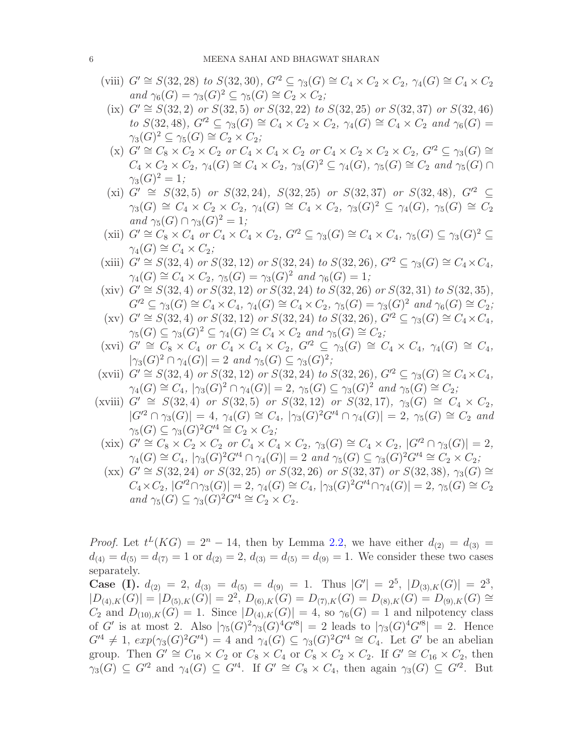(viii) $G' \cong S(32,28)$ *to* $S(32,30)$, $G'^2 \subseteq \gamma_3(G) \cong C_4 \times C_2 \times C_2$, $\gamma_4(G) \cong C_4 \times C_2$ *and* $\gamma_6(G) = \gamma_3(G)^2 \subseteq \gamma_5(G) \cong C_2 \times C_2$;

(ix) $G' \cong S(32,2)$ *or* $S(32,5)$ *or* $S(32,22)$ *to* $S(32,25)$ *or* $S(32,37)$ *or* $S(32,46)$ *to* $S(32,48)$, $G'^2 \subseteq \gamma_3(G) \cong C_4 \times C_2 \times C_2$, $\gamma_4(G) \cong C_4 \times C_2$ *and* $\gamma_6(G) = \gamma_3(G)^2 \subseteq \gamma_5(G) \cong C_2 \times C_2$;

(x) $G' \cong C_8 \times C_2 \times C_2$ *or* $C_4 \times C_4 \times C_2$ *or* $C_4 \times C_2 \times C_2 \times C_2$, $G'^2 \subseteq \gamma_3(G) \cong C_4 \times C_2 \times C_2$, $\gamma_4(G) \cong C_4 \times C_2$, $\gamma_3(G)^2 \subseteq \gamma_4(G)$, $\gamma_5(G) \cong C_2$ *and* $\gamma_5(G) \cap \gamma_3(G)^2 = 1$;

(xi) $G' \cong S(32,5)$ *or* $S(32,24)$, $S(32,25)$ *or* $S(32,37)$ *or* $S(32,48)$, $G'^2 \subseteq \gamma_3(G) \cong C_4 \times C_2 \times C_2$, $\gamma_4(G) \cong C_4 \times C_2$, $\gamma_3(G)^2 \subseteq \gamma_4(G)$, $\gamma_5(G) \cong C_2$ *and* $\gamma_5(G) \cap \gamma_3(G)^2 = 1$;

(xii) $G' \cong C_8 \times C_4$ *or* $C_4 \times C_4 \times C_2$, $G'^2 \subseteq \gamma_3(G) \cong C_4 \times C_4$, $\gamma_5(G) \subseteq \gamma_3(G)^2 \subseteq \gamma_4(G) \cong C_4 \times C_2$;

(xiii) $G' \cong S(32,4)$ *or* $S(32,12)$ *or* $S(32,24)$ *to* $S(32,26)$, $G'^2 \subseteq \gamma_3(G) \cong C_4 \times C_4$, $\gamma_4(G) \cong C_4 \times C_2$, $\gamma_5(G) = \gamma_3(G)^2$ *and* $\gamma_6(G) = 1$;

(xiv) $G' \cong S(32,4)$ *or* $S(32,12)$ *or* $S(32,24)$ *to* $S(32,26)$ *or* $S(32,31)$ *to* $S(32,35)$, $G'^2 \subseteq \gamma_3(G) \cong C_4 \times C_4$, $\gamma_4(G) \cong C_4 \times C_2$, $\gamma_5(G) = \gamma_3(G)^2$ *and* $\gamma_6(G) \cong C_2$;

(xv) $G' \cong S(32,4)$ *or* $S(32,12)$ *or* $S(32,24)$ *to* $S(32,26)$, $G'^2 \subseteq \gamma_3(G) \cong C_4 \times C_4$, $\gamma_5(G) \subseteq \gamma_3(G)^2 \subseteq \gamma_4(G) \cong C_4 \times C_2$ *and* $\gamma_5(G) \cong C_2$;

(xvi) $G' \cong C_8 \times C_4$ *or* $C_4 \times C_4 \times C_2$, $G'^2 \subseteq \gamma_3(G) \cong C_4 \times C_4$, $\gamma_4(G) \cong C_4$, $|\gamma_3(G)^2 \cap \gamma_4(G)| = 2$ *and* $\gamma_5(G) \subseteq \gamma_3(G)^2$;

(xvii) $G' \cong S(32,4)$ *or* $S(32,12)$ *or* $S(32,24)$ *to* $S(32,26)$, $G'^2 \subseteq \gamma_3(G) \cong C_4 \times C_4$, $\gamma_4(G) \cong C_4$, $|\gamma_3(G)^2 \cap \gamma_4(G)| = 2$, $\gamma_5(G) \subseteq \gamma_3(G)^2$ *and* $\gamma_5(G) \cong C_2$;

(xviii) $G' \cong S(32,4)$ *or* $S(32,5)$ *or* $S(32,12)$ *or* $S(32,17)$, $\gamma_3(G) \cong C_4 \times C_2$, $|G'^2 \cap \gamma_3(G)| = 4$, $\gamma_4(G) \cong C_4$, $|\gamma_3(G)^2 G'^4 \cap \gamma_4(G)| = 2$, $\gamma_5(G) \cong C_2$ *and* $\gamma_5(G) \subseteq \gamma_3(G)^2 G'^4 \cong C_2 \times C_2$;

(xix) $G' \cong C_8 \times C_2 \times C_2$ *or* $C_4 \times C_4 \times C_2$, $\gamma_3(G) \cong C_4 \times C_2$, $|G'^2 \cap \gamma_3(G)| = 2$, $\gamma_4(G) \cong C_4$, $|\gamma_3(G)^2 G'^4 \cap \gamma_4(G)| = 2$ *and* $\gamma_5(G) \subseteq \gamma_3(G)^2 G'^4 \cong C_2 \times C_2$;

(xx) $G' \cong S(32,24)$ *or* $S(32,25)$ *or* $S(32,26)$ *or* $S(32,37)$ *or* $S(32,38)$, $\gamma_3(G) \cong C_4 \times C_2$, $|G'^2 \cap \gamma_3(G)| = 2$, $\gamma_4(G) \cong C_4$, $|\gamma_3(G)^2 G'^4 \cap \gamma_4(G)| = 2$, $\gamma_5(G) \cong C_2$ *and* $\gamma_5(G) \subseteq \gamma_3(G)^2 G'^4 \cong C_2 \times C_2$.

*Proof.* Let $t^L(KG) = 2^n - 14$, then by Lemma 2.2, we have either $d_{(2)} = d_{(3)} = d_{(4)} = d_{(5)} = d_{(7)} = 1$ or $d_{(2)} = 2$, $d_{(3)} = d_{(5)} = d_{(9)} = 1$. We consider these two cases separately.

**Case (I).** $d_{(2)} = 2$, $d_{(3)} = d_{(5)} = d_{(9)} = 1$. Thus $|G'| = 2^5$, $|D_{(3),K}(G)| = 2^3$, $|D_{(4),K}(G)| = |D_{(5),K}(G)| = 2^2$, $D_{(6),K}(G) = D_{(7),K}(G) = D_{(8),K}(G) = D_{(9),K}(G) \cong C_2$ and $D_{(10),K}(G) = 1$. Since $|D_{(4),K}(G)| = 4$, so $\gamma_6(G) = 1$ and nilpotency class of $G'$ is at most 2. Also $|\gamma_5(G)^2 \gamma_3(G)^4 G'^8| = 2$ leads to $|\gamma_3(G)^4 G'^8| = 2$. Hence $G'^4 \neq 1$, $exp(\gamma_3(G)^2 G'^4) = 4$ and $\gamma_4(G) \subseteq \gamma_3(G)^2 G'^4 \cong C_4$. Let $G'$ be an abelian group. Then $G' \cong C_{16} \times C_2$ or $C_8 \times C_4$ or $C_8 \times C_2 \times C_2$. If $G' \cong C_{16} \times C_2$, then $\gamma_3(G) \subseteq G'^2$ and $\gamma_4(G) \subseteq G'^4$. If $G' \cong C_8 \times C_4$, then again $\gamma_3(G) \subseteq G'^2$. But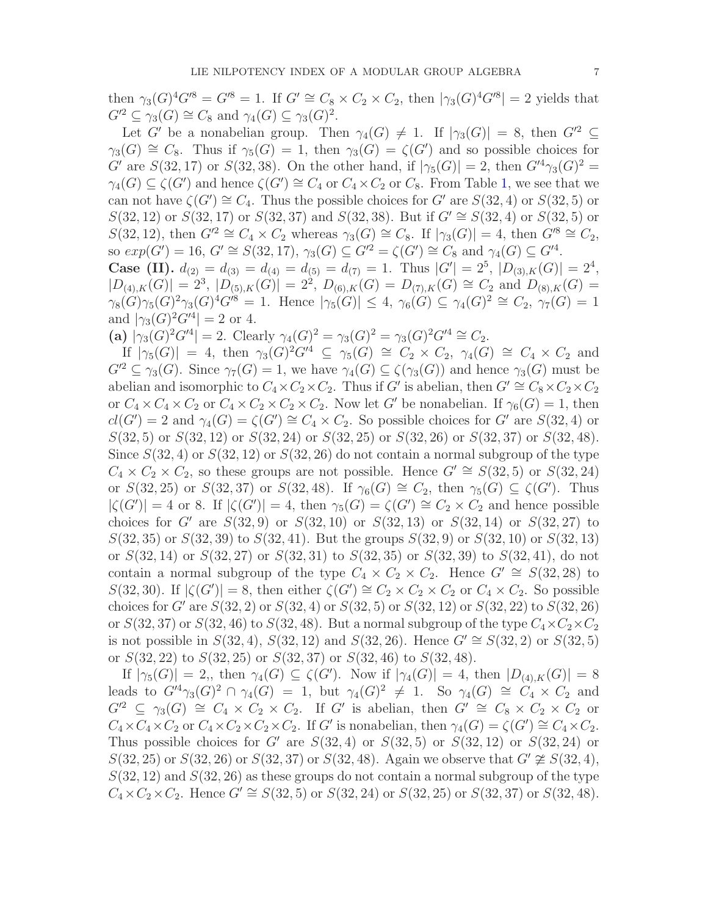then $\gamma_3(G)^4G'^8 = G'^8 = 1$. If $G' \cong C_8 \times C_2 \times C_2$, then $|\gamma_3(G)^4G'^8| = 2$ yields that $G'^2 \subseteq \gamma_3(G) \cong C_8$ and $\gamma_4(G) \subseteq \gamma_3(G)^2$.

Let $G'$ be a nonabelian group. Then $\gamma_4(G) \neq 1$. If $|\gamma_3(G)| = 8$, then $G'^2 \subseteq \gamma_3(G) \cong C_8$. Thus if $\gamma_5(G) = 1$, then $\gamma_3(G) = \zeta(G')$ and so possible choices for $G'$ are $S(32, 17)$ or $S(32, 38)$. On the other hand, if $|\gamma_5(G)| = 2$, then $G'^4\gamma_3(G)^2 = \gamma_4(G) \subseteq \zeta(G')$ and hence $\zeta(G') \cong C_4$ or $C_4 \times C_2$ or $C_8$. From Table 1, we see that we can not have $\zeta(G') \cong C_4$. Thus the possible choices for $G'$ are $S(32, 4)$ or $S(32, 5)$ or $S(32, 12)$ or $S(32, 17)$ or $S(32, 37)$ and $S(32, 38)$. But if $G' \cong S(32, 4)$ or $S(32, 5)$ or $S(32, 12)$, then $G'^2 \cong C_4 \times C_2$ whereas $\gamma_3(G) \cong C_8$. If $|\gamma_3(G)| = 4$, then $G'^8 \cong C_2$, so $exp(G') = 16$, $G' \cong S(32, 17)$, $\gamma_3(G) \subseteq G'^2 = \zeta(G') \cong C_8$ and $\gamma_4(G) \subseteq G'^4$.

**Case (II).** $d_{(2)} = d_{(3)} = d_{(4)} = d_{(5)} = d_{(7)} = 1$. Thus $|G'| = 2^5$, $|D_{(3),K}(G)| = 2^4$, $|D_{(4),K}(G)| = 2^3$, $|D_{(5),K}(G)| = 2^2$, $D_{(6),K}(G) = D_{(7),K}(G) \cong C_2$ and $D_{(8),K}(G) = \gamma_8(G)\gamma_5(G)^2\gamma_3(G)^4G'^8 = 1$. Hence $|\gamma_5(G)| \leq 4$, $\gamma_6(G) \subseteq \gamma_4(G)^2 \cong C_2$, $\gamma_7(G) = 1$ and $|\gamma_3(G)^2G'^4| = 2$ or $4$.

**(a)** $|\gamma_3(G)^2G'^4| = 2$. Clearly $\gamma_4(G)^2 = \gamma_3(G)^2 = \gamma_3(G)^2G'^4 \cong C_2$.

If $|\gamma_5(G)| = 4$, then $\gamma_3(G)^2G'^4 \subseteq \gamma_5(G) \cong C_2 \times C_2$, $\gamma_4(G) \cong C_4 \times C_2$ and $G'^2 \subseteq \gamma_3(G)$. Since $\gamma_7(G) = 1$, we have $\gamma_4(G) \subseteq \zeta(\gamma_3(G))$ and hence $\gamma_3(G)$ must be abelian and isomorphic to $C_4 \times C_2 \times C_2$. Thus if $G'$ is abelian, then $G' \cong C_8 \times C_2 \times C_2$ or $C_4 \times C_4 \times C_2$ or $C_4 \times C_2 \times C_2 \times C_2$. Now let $G'$ be nonabelian. If $\gamma_6(G) = 1$, then $cl(G') = 2$ and $\gamma_4(G) = \zeta(G') \cong C_4 \times C_2$. So possible choices for $G'$ are $S(32, 4)$ or $S(32, 5)$ or $S(32, 12)$ or $S(32, 24)$ or $S(32, 25)$ or $S(32, 26)$ or $S(32, 37)$ or $S(32, 48)$. Since $S(32, 4)$ or $S(32, 12)$ or $S(32, 26)$ do not contain a normal subgroup of the type $C_4 \times C_2 \times C_2$, so these groups are not possible. Hence $G' \cong S(32, 5)$ or $S(32, 24)$ or $S(32, 25)$ or $S(32, 37)$ or $S(32, 48)$. If $\gamma_6(G) \cong C_2$, then $\gamma_5(G) \subseteq \zeta(G')$. Thus $|\zeta(G')| = 4$ or $8$. If $|\zeta(G')| = 4$, then $\gamma_5(G) = \zeta(G') \cong C_2 \times C_2$ and hence possible choices for $G'$ are $S(32, 9)$ or $S(32, 10)$ or $S(32, 13)$ or $S(32, 14)$ or $S(32, 27)$ to $S(32, 35)$ or $S(32, 39)$ to $S(32, 41)$. But the groups $S(32, 9)$ or $S(32, 10)$ or $S(32, 13)$ or $S(32, 14)$ or $S(32, 27)$ or $S(32, 31)$ to $S(32, 35)$ or $S(32, 39)$ to $S(32, 41)$, do not contain a normal subgroup of the type $C_4 \times C_2 \times C_2$. Hence $G' \cong S(32, 28)$ to $S(32, 30)$. If $|\zeta(G')| = 8$, then either $\zeta(G') \cong C_2 \times C_2 \times C_2$ or $C_4 \times C_2$. So possible choices for $G'$ are $S(32, 2)$ or $S(32, 4)$ or $S(32, 5)$ or $S(32, 12)$ or $S(32, 22)$ to $S(32, 26)$ or $S(32, 37)$ or $S(32, 46)$ to $S(32, 48)$. But a normal subgroup of the type $C_4 \times C_2 \times C_2$ is not possible in $S(32, 4)$, $S(32, 12)$ and $S(32, 26)$. Hence $G' \cong S(32, 2)$ or $S(32, 5)$ or $S(32, 22)$ to $S(32, 25)$ or $S(32, 37)$ or $S(32, 46)$ to $S(32, 48)$.

If $|\gamma_5(G)| = 2$,, then $\gamma_4(G) \subseteq \zeta(G')$. Now if $|\gamma_4(G)| = 4$, then $|D_{(4),K}(G)| = 8$ leads to $G'^4\gamma_3(G)^2 \cap \gamma_4(G) = 1$, but $\gamma_4(G)^2 \neq 1$. So $\gamma_4(G) \cong C_4 \times C_2$ and $G'^2 \subseteq \gamma_3(G) \cong C_4 \times C_2 \times C_2$. If $G'$ is abelian, then $G' \cong C_8 \times C_2 \times C_2$ or $C_4 \times C_4 \times C_2$ or $C_4 \times C_2 \times C_2 \times C_2$. If $G'$ is nonabelian, then $\gamma_4(G) = \zeta(G') \cong C_4 \times C_2$. Thus possible choices for $G'$ are $S(32, 4)$ or $S(32, 5)$ or $S(32, 12)$ or $S(32, 24)$ or $S(32, 25)$ or $S(32, 26)$ or $S(32, 37)$ or $S(32, 48)$. Again we observe that $G' \ncong S(32, 4)$, $S(32, 12)$ and $S(32, 26)$ as these groups do not contain a normal subgroup of the type $C_4 \times C_2 \times C_2$. Hence $G' \cong S(32, 5)$ or $S(32, 24)$ or $S(32, 25)$ or $S(32, 37)$ or $S(32, 48)$.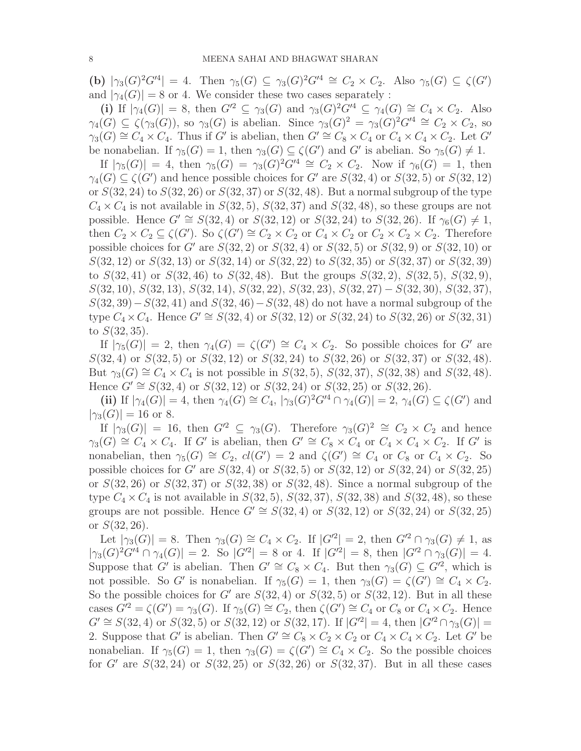**(b)** $|\gamma_3(G)^2G'^4| = 4$. Then $\gamma_5(G) \subseteq \gamma_3(G)^2G'^4 \cong C_2 \times C_2$. Also $\gamma_5(G) \subseteq \zeta(G')$ and $|\gamma_4(G)| = 8$ or 4. We consider these two cases separately :

**(i)** If $|\gamma_4(G)| = 8$, then $G'^2 \subseteq \gamma_3(G)$ and $\gamma_3(G)^2G'^4 \subseteq \gamma_4(G) \cong C_4 \times C_2$. Also $\gamma_4(G) \subseteq \zeta(\gamma_3(G))$, so $\gamma_3(G)$ is abelian. Since $\gamma_3(G)^2 = \gamma_3(G)^2G'^4 \cong C_2 \times C_2$, so $\gamma_3(G) \cong C_4 \times C_4$. Thus if $G'$ is abelian, then $G' \cong C_8 \times C_4$ or $C_4 \times C_4 \times C_2$. Let $G'$ be nonabelian. If $\gamma_5(G) = 1$, then $\gamma_3(G) \subseteq \zeta(G')$ and $G'$ is abelian. So $\gamma_5(G) \neq 1$.

If $|\gamma_5(G)| = 4$, then $\gamma_5(G) = \gamma_3(G)^2G'^4 \cong C_2 \times C_2$. Now if $\gamma_6(G) = 1$, then $\gamma_4(G) \subseteq \zeta(G')$ and hence possible choices for $G'$ are $S(32, 4)$ or $S(32, 5)$ or $S(32, 12)$ or $S(32, 24)$ to $S(32, 26)$ or $S(32, 37)$ or $S(32, 48)$. But a normal subgroup of the type $C_4 \times C_4$ is not available in $S(32, 5)$, $S(32, 37)$ and $S(32, 48)$, so these groups are not possible. Hence $G' \cong S(32, 4)$ or $S(32, 12)$ or $S(32, 24)$ to $S(32, 26)$. If $\gamma_6(G) \neq 1$, then $C_2 \times C_2 \subseteq \zeta(G')$. So $\zeta(G') \cong C_2 \times C_2$ or $C_4 \times C_2$ or $C_2 \times C_2 \times C_2$. Therefore possible choices for $G'$ are $S(32, 2)$ or $S(32, 4)$ or $S(32, 5)$ or $S(32, 9)$ or $S(32, 10)$ or $S(32, 12)$ or $S(32, 13)$ or $S(32, 14)$ or $S(32, 22)$ to $S(32, 35)$ or $S(32, 37)$ or $S(32, 39)$ to $S(32, 41)$ or $S(32, 46)$ to $S(32, 48)$. But the groups $S(32, 2)$, $S(32, 5)$, $S(32, 9)$, $S(32, 10)$, $S(32, 13)$, $S(32, 14)$, $S(32, 22)$, $S(32, 23)$, $S(32, 27) - S(32, 30)$, $S(32, 37)$, $S(32, 39) - S(32, 41)$ and $S(32, 46) - S(32, 48)$ do not have a normal subgroup of the type $C_4 \times C_4$. Hence $G' \cong S(32, 4)$ or $S(32, 12)$ or $S(32, 24)$ to $S(32, 26)$ or $S(32, 31)$ to $S(32, 35)$.

If $|\gamma_5(G)| = 2$, then $\gamma_4(G) = \zeta(G') \cong C_4 \times C_2$. So possible choices for $G'$ are $S(32, 4)$ or $S(32, 5)$ or $S(32, 12)$ or $S(32, 24)$ to $S(32, 26)$ or $S(32, 37)$ or $S(32, 48)$. But $\gamma_3(G) \cong C_4 \times C_4$ is not possible in $S(32, 5)$, $S(32, 37)$, $S(32, 38)$ and $S(32, 48)$. Hence $G' \cong S(32, 4)$ or $S(32, 12)$ or $S(32, 24)$ or $S(32, 25)$ or $S(32, 26)$.

**(ii)** If $|\gamma_4(G)| = 4$, then $\gamma_4(G) \cong C_4$, $|\gamma_3(G)^2G'^4 \cap \gamma_4(G)| = 2$, $\gamma_4(G) \subseteq \zeta(G')$ and $|\gamma_3(G)| = 16$ or 8.

If $|\gamma_3(G)| = 16$, then $G'^2 \subseteq \gamma_3(G)$. Therefore $\gamma_3(G)^2 \cong C_2 \times C_2$ and hence $\gamma_3(G) \cong C_4 \times C_4$. If $G'$ is abelian, then $G' \cong C_8 \times C_4$ or $C_4 \times C_4 \times C_2$. If $G'$ is nonabelian, then $\gamma_5(G) \cong C_2$, $cl(G') = 2$ and $\zeta(G') \cong C_4$ or $C_8$ or $C_4 \times C_2$. So possible choices for $G'$ are $S(32, 4)$ or $S(32, 5)$ or $S(32, 12)$ or $S(32, 24)$ or $S(32, 25)$ or $S(32, 26)$ or $S(32, 37)$ or $S(32, 38)$ or $S(32, 48)$. Since a normal subgroup of the type $C_4 \times C_4$ is not available in $S(32, 5)$, $S(32, 37)$, $S(32, 38)$ and $S(32, 48)$, so these groups are not possible. Hence $G' \cong S(32, 4)$ or $S(32, 12)$ or $S(32, 24)$ or $S(32, 25)$ or $S(32, 26)$.

Let $|\gamma_3(G)| = 8$. Then $\gamma_3(G) \cong C_4 \times C_2$. If $|G'^2| = 2$, then $G'^2 \cap \gamma_3(G) \neq 1$, as $|\gamma_3(G)^2G'^4 \cap \gamma_4(G)| = 2$. So $|G'^2| = 8$ or 4. If $|G'^2| = 8$, then $|G'^2 \cap \gamma_3(G)| = 4$. Suppose that $G'$ is abelian. Then $G' \cong C_8 \times C_4$. But then $\gamma_3(G) \subseteq G'^2$, which is not possible. So $G'$ is nonabelian. If $\gamma_5(G) = 1$, then $\gamma_3(G) = \zeta(G') \cong C_4 \times C_2$. So the possible choices for $G'$ are $S(32, 4)$ or $S(32, 5)$ or $S(32, 12)$. But in all these cases $G'^2 = \zeta(G') = \gamma_3(G)$. If $\gamma_5(G) \cong C_2$, then $\zeta(G') \cong C_4$ or $C_8$ or $C_4 \times C_2$. Hence $G' \cong S(32, 4)$ or $S(32, 5)$ or $S(32, 12)$ or $S(32, 17)$. If $|G'^2| = 4$, then $|G'^2 \cap \gamma_3(G)| = 2$. Suppose that $G'$ is abelian. Then $G' \cong C_8 \times C_2 \times C_2$ or $C_4 \times C_4 \times C_2$. Let $G'$ be nonabelian. If $\gamma_5(G) = 1$, then $\gamma_3(G) = \zeta(G') \cong C_4 \times C_2$. So the possible choices for $G'$ are $S(32, 24)$ or $S(32, 25)$ or $S(32, 26)$ or $S(32, 37)$. But in all these cases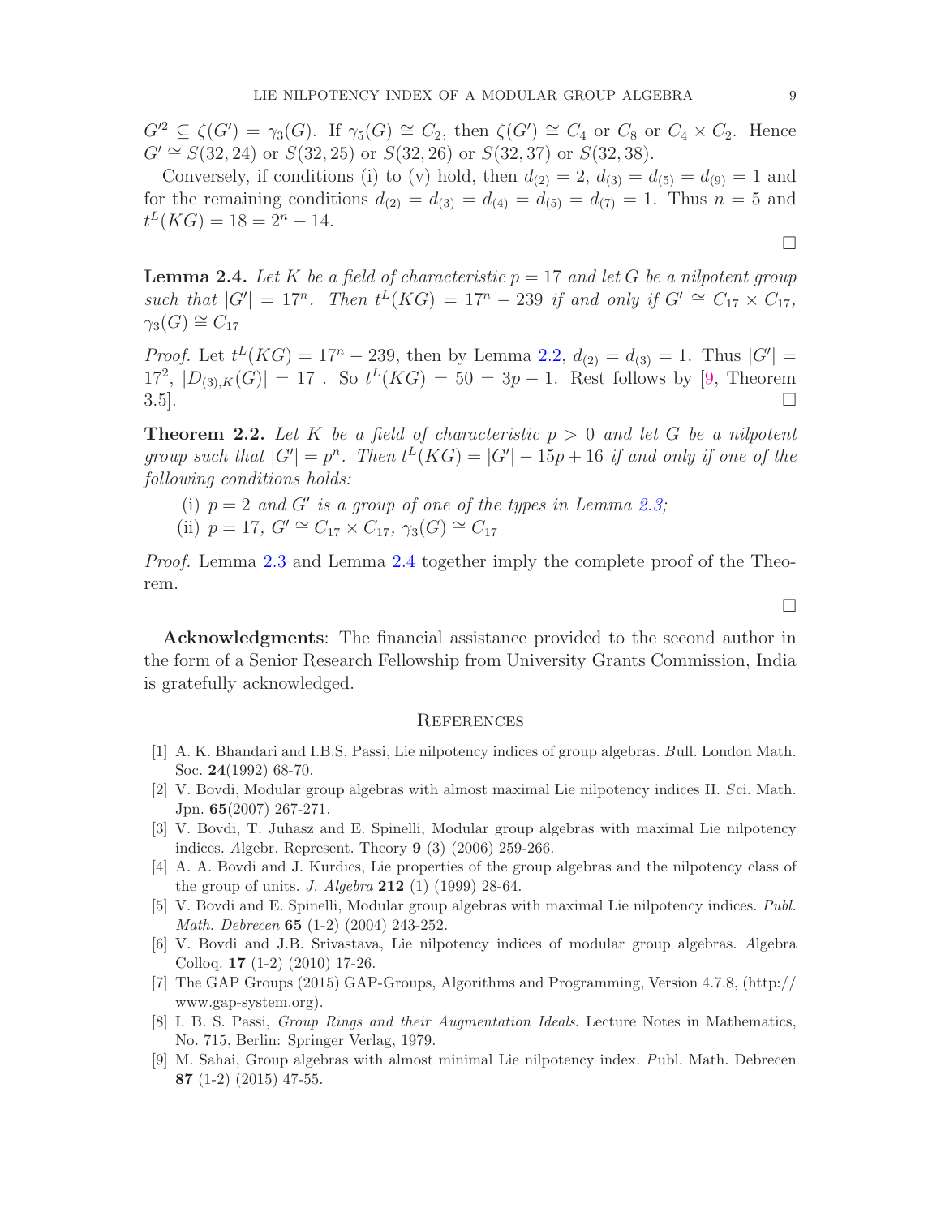$G'^2 \subseteq \zeta(G') = \gamma_3(G)$. If $\gamma_5(G) \cong C_2$, then $\zeta(G') \cong C_4$ or $C_8$ or $C_4 \times C_2$. Hence $G' \cong S(32, 24)$ or $S(32, 25)$ or $S(32, 26)$ or $S(32, 37)$ or $S(32, 38)$.

Conversely, if conditions (i) to (v) hold, then $d_{(2)} = 2$, $d_{(3)} = d_{(5)} = d_{(9)} = 1$ and for the remaining conditions $d_{(2)} = d_{(3)} = d_{(4)} = d_{(5)} = d_{(7)} = 1$. Thus $n = 5$ and $t^L(KG) = 18 = 2^n - 14$.

□

**Lemma 2.4.** *Let $K$ be a field of characteristic $p = 17$ and let $G$ be a nilpotent group such that $|G'| = 17^n$. Then $t^L(KG) = 17^n - 239$ if and only if $G' \cong C_{17} \times C_{17}$, $\gamma_3(G) \cong C_{17}$*

*Proof.* Let $t^L(KG) = 17^n - 239$, then by Lemma 2.2, $d_{(2)} = d_{(3)} = 1$. Thus $|G'| = 17^2$, $|D_{(3),K}(G)| = 17$ . So $t^L(KG) = 50 = 3p - 1$. Rest follows by [9, Theorem 3.5]. □

**Theorem 2.2.** *Let $K$ be a field of characteristic $p > 0$ and let $G$ be a nilpotent group such that $|G'| = p^n$. Then $t^L(KG) = |G'| - 15p + 16$ if and only if one of the following conditions holds:*

(i) *$p = 2$ and $G'$ is a group of one of the types in Lemma 2.3;*
(ii) *$p = 17$, $G' \cong C_{17} \times C_{17}$, $\gamma_3(G) \cong C_{17}$*

*Proof.* Lemma 2.3 and Lemma 2.4 together imply the complete proof of the Theorem.

□

**Acknowledgments**: The financial assistance provided to the second author in the form of a Senior Research Fellowship from University Grants Commission, India is gratefully acknowledged.

## References

[1] A. K. Bhandari and I.B.S. Passi, Lie nilpotency indices of group algebras. *B*ull. London Math. Soc. **24**(1992) 68-70.

[2] V. Bovdi, Modular group algebras with almost maximal Lie nilpotency indices II. *S*ci. Math. Jpn. **65**(2007) 267-271.

[3] V. Bovdi, T. Juhasz and E. Spinelli, Modular group algebras with maximal Lie nilpotency indices. *A*lgebr. Represent. Theory **9** (3) (2006) 259-266.

[4] A. A. Bovdi and J. Kurdics, Lie properties of the group algebras and the nilpotency class of the group of units. *J. Algebra* **212** (1) (1999) 28-64.

[5] V. Bovdi and E. Spinelli, Modular group algebras with maximal Lie nilpotency indices. *Publ. Math. Debrecen* **65** (1-2) (2004) 243-252.

[6] V. Bovdi and J.B. Srivastava, Lie nilpotency indices of modular group algebras. *A*lgebra Colloq. **17** (1-2) (2010) 17-26.

[7] The GAP Groups (2015) GAP-Groups, Algorithms and Programming, Version 4.7.8, (http://www.gap-system.org).

[8] I. B. S. Passi, *Group Rings and their Augmentation Ideals*. Lecture Notes in Mathematics, No. 715, Berlin: Springer Verlag, 1979.

[9] M. Sahai, Group algebras with almost minimal Lie nilpotency index. *P*ubl. Math. Debrecen **87** (1-2) (2015) 47-55.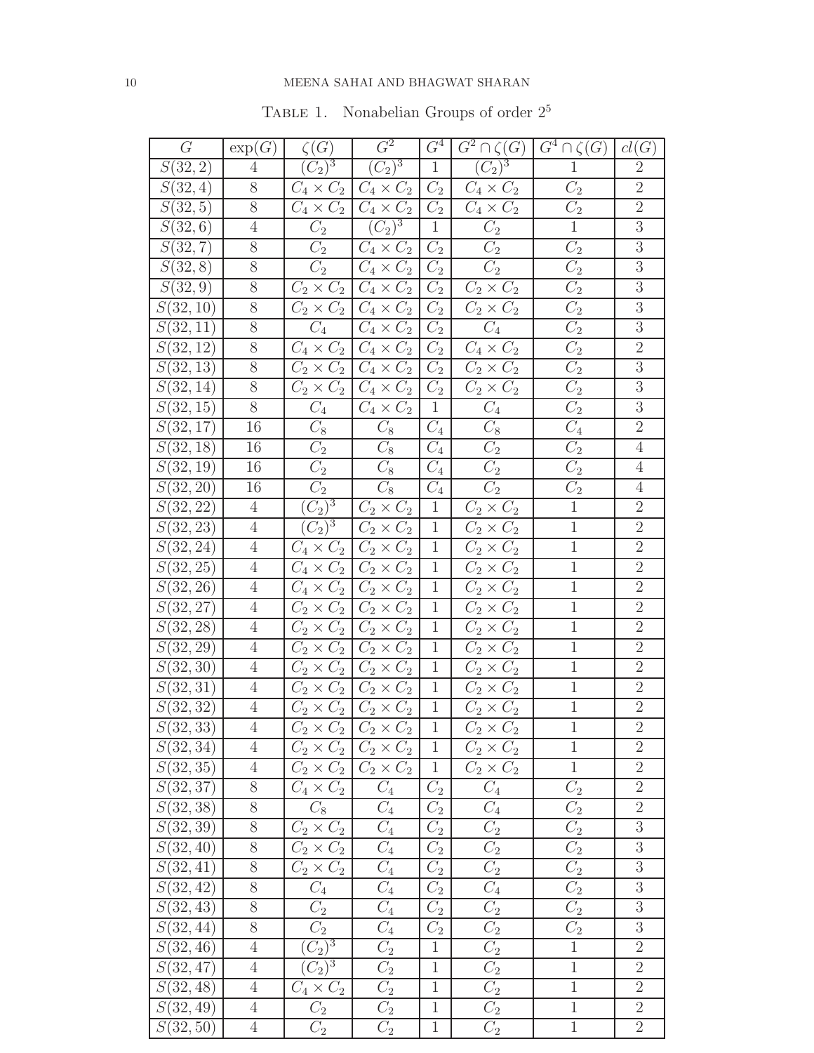Table 1. Nonabelian Groups of order $2^5$

| $G$ | $\exp(G)$ | $\zeta(G)$ | $G^2$ | $G^4$ | $G^2 \cap \zeta(G)$ | $G^4 \cap \zeta(G)$ | $cl(G)$ |
|---|---|---|---|---|---|---|---|
| $S(32,2)$ | 4 | $(C_2)^3$ | $(C_2)^3$ | 1 | $(C_2)^3$ | 1 | 2 |
| $S(32,4)$ | 8 | $C_4 \times C_2$ | $C_4 \times C_2$ | $C_2$ | $C_4 \times C_2$ | $C_2$ | 2 |
| $S(32,5)$ | 8 | $C_4 \times C_2$ | $C_4 \times C_2$ | $C_2$ | $C_4 \times C_2$ | $C_2$ | 2 |
| $S(32,6)$ | 4 | $C_2$ | $(C_2)^3$ | 1 | $C_2$ | 1 | 3 |
| $S(32,7)$ | 8 | $C_2$ | $C_4 \times C_2$ | $C_2$ | $C_2$ | $C_2$ | 3 |
| $S(32,8)$ | 8 | $C_2$ | $C_4 \times C_2$ | $C_2$ | $C_2$ | $C_2$ | 3 |
| $S(32,9)$ | 8 | $C_2 \times C_2$ | $C_4 \times C_2$ | $C_2$ | $C_2 \times C_2$ | $C_2$ | 3 |
| $S(32,10)$ | 8 | $C_2 \times C_2$ | $C_4 \times C_2$ | $C_2$ | $C_2 \times C_2$ | $C_2$ | 3 |
| $S(32,11)$ | 8 | $C_4$ | $C_4 \times C_2$ | $C_2$ | $C_4$ | $C_2$ | 3 |
| $S(32,12)$ | 8 | $C_4 \times C_2$ | $C_4 \times C_2$ | $C_2$ | $C_4 \times C_2$ | $C_2$ | 2 |
| $S(32,13)$ | 8 | $C_2 \times C_2$ | $C_4 \times C_2$ | $C_2$ | $C_2 \times C_2$ | $C_2$ | 3 |
| $S(32,14)$ | 8 | $C_2 \times C_2$ | $C_4 \times C_2$ | $C_2$ | $C_2 \times C_2$ | $C_2$ | 3 |
| $S(32,15)$ | 8 | $C_4$ | $C_4 \times C_2$ | 1 | $C_4$ | $C_2$ | 3 |
| $S(32,17)$ | 16 | $C_8$ | $C_8$ | $C_4$ | $C_8$ | $C_4$ | 2 |
| $S(32,18)$ | 16 | $C_2$ | $C_8$ | $C_4$ | $C_2$ | $C_2$ | 4 |
| $S(32,19)$ | 16 | $C_2$ | $C_8$ | $C_4$ | $C_2$ | $C_2$ | 4 |
| $S(32,20)$ | 16 | $C_2$ | $C_8$ | $C_4$ | $C_2$ | $C_2$ | 4 |
| $S(32,22)$ | 4 | $(C_2)^3$ | $C_2 \times C_2$ | 1 | $C_2 \times C_2$ | 1 | 2 |
| $S(32,23)$ | 4 | $(C_2)^3$ | $C_2 \times C_2$ | 1 | $C_2 \times C_2$ | 1 | 2 |
| $S(32,24)$ | 4 | $C_4 \times C_2$ | $C_2 \times C_2$ | 1 | $C_2 \times C_2$ | 1 | 2 |
| $S(32,25)$ | 4 | $C_4 \times C_2$ | $C_2 \times C_2$ | 1 | $C_2 \times C_2$ | 1 | 2 |
| $S(32,26)$ | 4 | $C_4 \times C_2$ | $C_2 \times C_2$ | 1 | $C_2 \times C_2$ | 1 | 2 |
| $S(32,27)$ | 4 | $C_2 \times C_2$ | $C_2 \times C_2$ | 1 | $C_2 \times C_2$ | 1 | 2 |
| $S(32,28)$ | 4 | $C_2 \times C_2$ | $C_2 \times C_2$ | 1 | $C_2 \times C_2$ | 1 | 2 |
| $S(32,29)$ | 4 | $C_2 \times C_2$ | $C_2 \times C_2$ | 1 | $C_2 \times C_2$ | 1 | 2 |
| $S(32,30)$ | 4 | $C_2 \times C_2$ | $C_2 \times C_2$ | 1 | $C_2 \times C_2$ | 1 | 2 |
| $S(32,31)$ | 4 | $C_2 \times C_2$ | $C_2 \times C_2$ | 1 | $C_2 \times C_2$ | 1 | 2 |
| $S(32,32)$ | 4 | $C_2 \times C_2$ | $C_2 \times C_2$ | 1 | $C_2 \times C_2$ | 1 | 2 |
| $S(32,33)$ | 4 | $C_2 \times C_2$ | $C_2 \times C_2$ | 1 | $C_2 \times C_2$ | 1 | 2 |
| $S(32,34)$ | 4 | $C_2 \times C_2$ | $C_2 \times C_2$ | 1 | $C_2 \times C_2$ | 1 | 2 |
| $S(32,35)$ | 4 | $C_2 \times C_2$ | $C_2 \times C_2$ | 1 | $C_2 \times C_2$ | 1 | 2 |
| $S(32,37)$ | 8 | $C_4 \times C_2$ | $C_4$ | $C_2$ | $C_4$ | $C_2$ | 2 |
| $S(32,38)$ | 8 | $C_8$ | $C_4$ | $C_2$ | $C_4$ | $C_2$ | 2 |
| $S(32,39)$ | 8 | $C_2 \times C_2$ | $C_4$ | $C_2$ | $C_2$ | $C_2$ | 3 |
| $S(32,40)$ | 8 | $C_2 \times C_2$ | $C_4$ | $C_2$ | $C_2$ | $C_2$ | 3 |
| $S(32,41)$ | 8 | $C_2 \times C_2$ | $C_4$ | $C_2$ | $C_2$ | $C_2$ | 3 |
| $S(32,42)$ | 8 | $C_4$ | $C_4$ | $C_2$ | $C_4$ | $C_2$ | 3 |
| $S(32,43)$ | 8 | $C_2$ | $C_4$ | $C_2$ | $C_2$ | $C_2$ | 3 |
| $S(32,44)$ | 8 | $C_2$ | $C_4$ | $C_2$ | $C_2$ | $C_2$ | 3 |
| $S(32,46)$ | 4 | $(C_2)^3$ | $C_2$ | 1 | $C_2$ | 1 | 2 |
| $S(32,47)$ | 4 | $(C_2)^3$ | $C_2$ | 1 | $C_2$ | 1 | 2 |
| $S(32,48)$ | 4 | $C_4 \times C_2$ | $C_2$ | 1 | $C_2$ | 1 | 2 |
| $S(32,49)$ | 4 | $C_2$ | $C_2$ | 1 | $C_2$ | 1 | 2 |
| $S(32,50)$ | 4 | $C_2$ | $C_2$ | 1 | $C_2$ | 1 | 2 |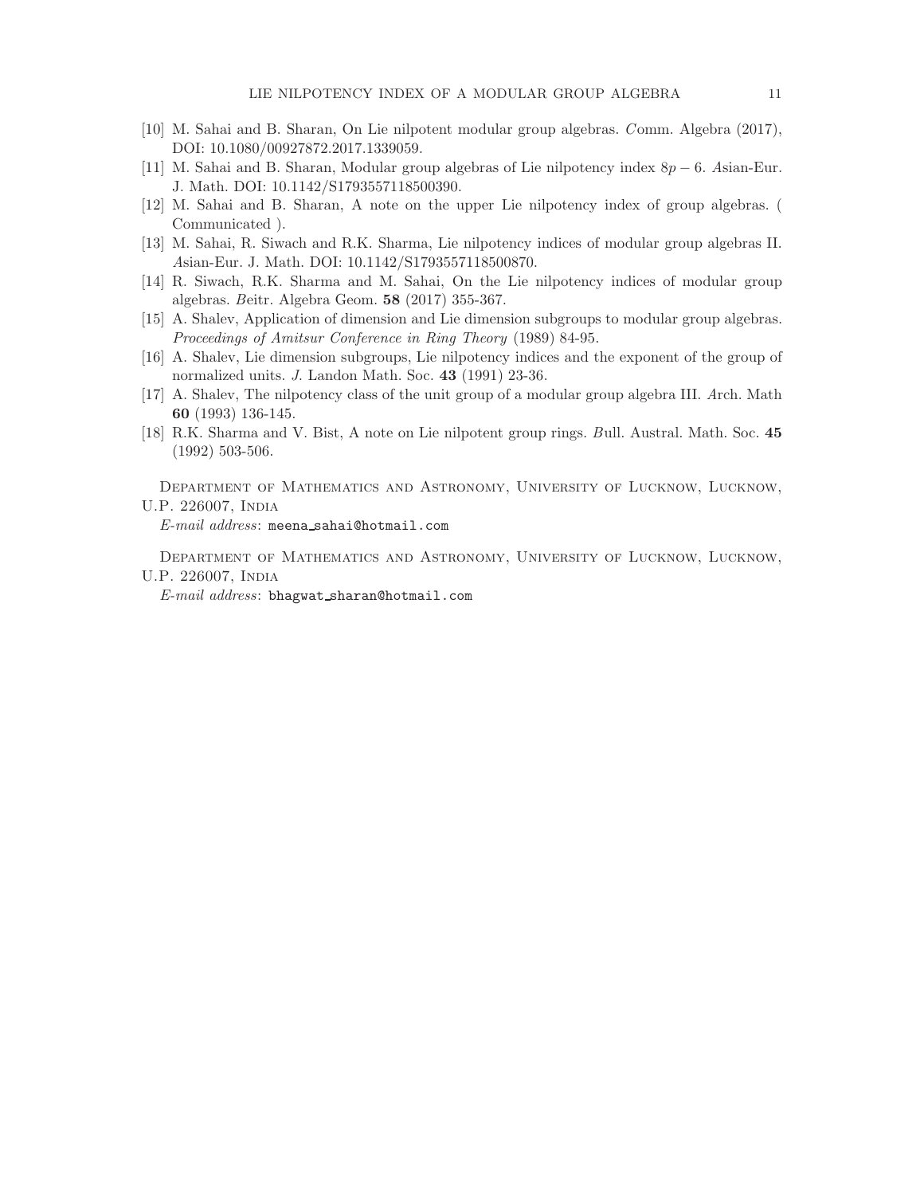[10] M. Sahai and B. Sharan, On Lie nilpotent modular group algebras. *C*omm. Algebra (2017), DOI: 10.1080/00927872.2017.1339059.

[11] M. Sahai and B. Sharan, Modular group algebras of Lie nilpotency index $8p - 6$. *A*sian-Eur. J. Math. DOI: 10.1142/S1793557118500390.

[12] M. Sahai and B. Sharan, A note on the upper Lie nilpotency index of group algebras. ( Communicated ).

[13] M. Sahai, R. Siwach and R.K. Sharma, Lie nilpotency indices of modular group algebras II. *A*sian-Eur. J. Math. DOI: 10.1142/S1793557118500870.

[14] R. Siwach, R.K. Sharma and M. Sahai, On the Lie nilpotency indices of modular group algebras. *B*eitr. Algebra Geom. **58** (2017) 355-367.

[15] A. Shalev, Application of dimension and Lie dimension subgroups to modular group algebras. *Proceedings of Amitsur Conference in Ring Theory* (1989) 84-95.

[16] A. Shalev, Lie dimension subgroups, Lie nilpotency indices and the exponent of the group of normalized units. *J.* Landon Math. Soc. **43** (1991) 23-36.

[17] A. Shalev, The nilpotency class of the unit group of a modular group algebra III. *A*rch. Math **60** (1993) 136-145.

[18] R.K. Sharma and V. Bist, A note on Lie nilpotent group rings. *B*ull. Austral. Math. Soc. **45** (1992) 503-506.

Department of Mathematics and Astronomy, University of Lucknow, Lucknow, U.P. 226007, India

*E-mail address*: meena_sahai@hotmail.com

Department of Mathematics and Astronomy, University of Lucknow, Lucknow, U.P. 226007, India

*E-mail address*: bhagwat_sharan@hotmail.com